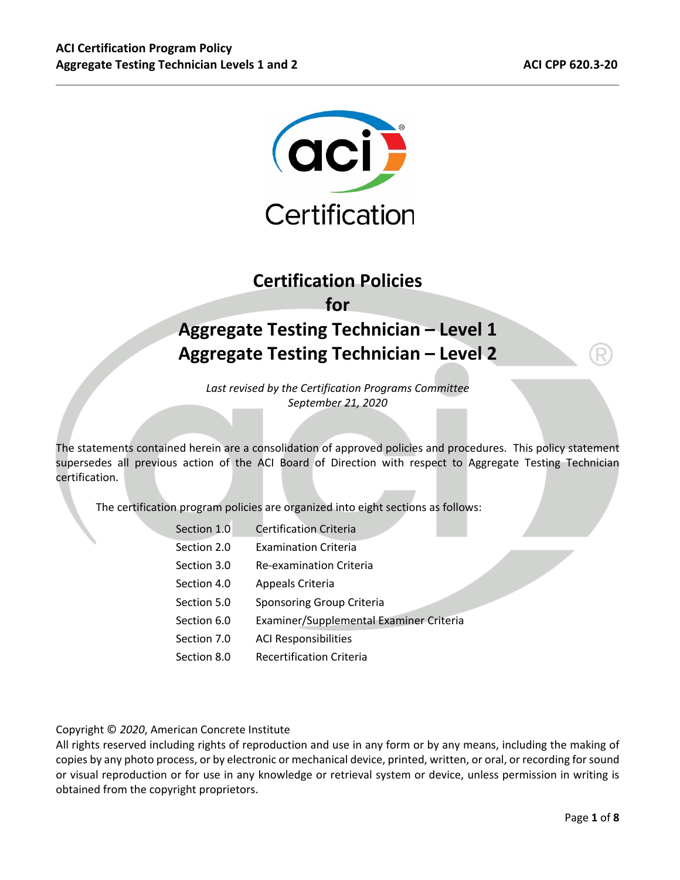# Certification Policies for Aggregate Testing Technician – Level 1 Aggregate Testing Technician – Level 2

*Last revised by the Certification Programs Committee*
*September 21, 2020*

The statements contained herein are a consolidation of approved policies and procedures. This policy statement supersedes all previous action of the ACI Board of Direction with respect to Aggregate Testing Technician certification.

The certification program policies are organized into eight sections as follows:

| | |
|---|---|
| Section 1.0 | Certification Criteria |
| Section 2.0 | Examination Criteria |
| Section 3.0 | Re-examination Criteria |
| Section 4.0 | Appeals Criteria |
| Section 5.0 | Sponsoring Group Criteria |
| Section 6.0 | Examiner/Supplemental Examiner Criteria |
| Section 7.0 | ACI Responsibilities |
| Section 8.0 | Recertification Criteria |

Copyright © *2020*, American Concrete Institute

All rights reserved including rights of reproduction and use in any form or by any means, including the making of copies by any photo process, or by electronic or mechanical device, printed, written, or oral, or recording for sound or visual reproduction or for use in any knowledge or retrieval system or device, unless permission in writing is obtained from the copyright proprietors.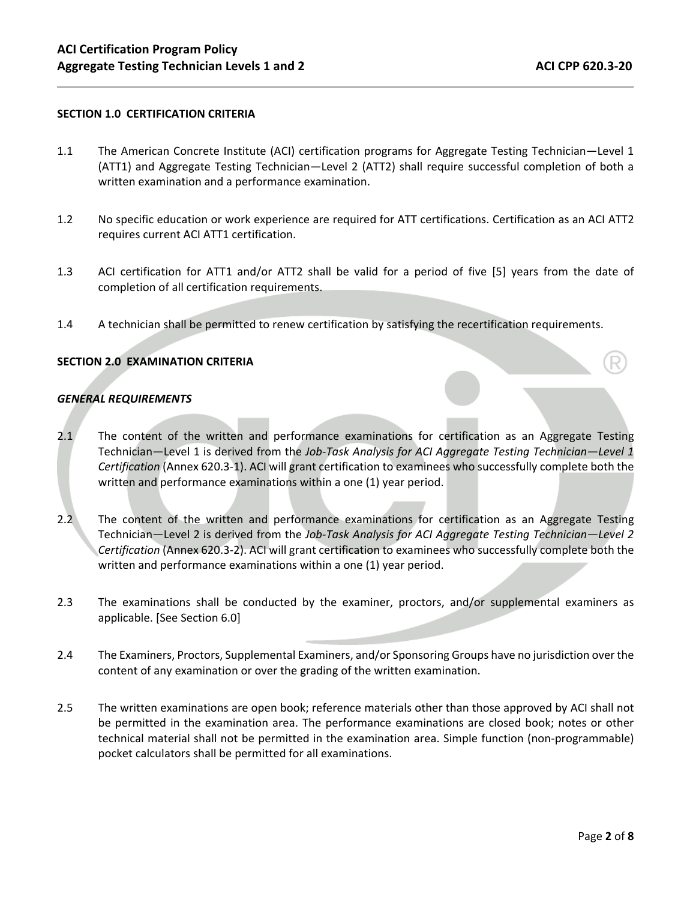## SECTION 1.0 CERTIFICATION CRITERIA

1.1 The American Concrete Institute (ACI) certification programs for Aggregate Testing Technician—Level 1 (ATT1) and Aggregate Testing Technician—Level 2 (ATT2) shall require successful completion of both a written examination and a performance examination.

1.2 No specific education or work experience are required for ATT certifications. Certification as an ACI ATT2 requires current ACI ATT1 certification.

1.3 ACI certification for ATT1 and/or ATT2 shall be valid for a period of five [5] years from the date of completion of all certification requirements.

1.4 A technician shall be permitted to renew certification by satisfying the recertification requirements.

## SECTION 2.0 EXAMINATION CRITERIA

### *GENERAL REQUIREMENTS*

2.1 The content of the written and performance examinations for certification as an Aggregate Testing Technician—Level 1 is derived from the *Job-Task Analysis for ACI Aggregate Testing Technician—Level 1 Certification* (Annex 620.3-1). ACI will grant certification to examinees who successfully complete both the written and performance examinations within a one (1) year period.

2.2 The content of the written and performance examinations for certification as an Aggregate Testing Technician—Level 2 is derived from the *Job-Task Analysis for ACI Aggregate Testing Technician—Level 2 Certification* (Annex 620.3-2). ACI will grant certification to examinees who successfully complete both the written and performance examinations within a one (1) year period.

2.3 The examinations shall be conducted by the examiner, proctors, and/or supplemental examiners as applicable. [See Section 6.0]

2.4 The Examiners, Proctors, Supplemental Examiners, and/or Sponsoring Groups have no jurisdiction over the content of any examination or over the grading of the written examination.

2.5 The written examinations are open book; reference materials other than those approved by ACI shall not be permitted in the examination area. The performance examinations are closed book; notes or other technical material shall not be permitted in the examination area. Simple function (non-programmable) pocket calculators shall be permitted for all examinations.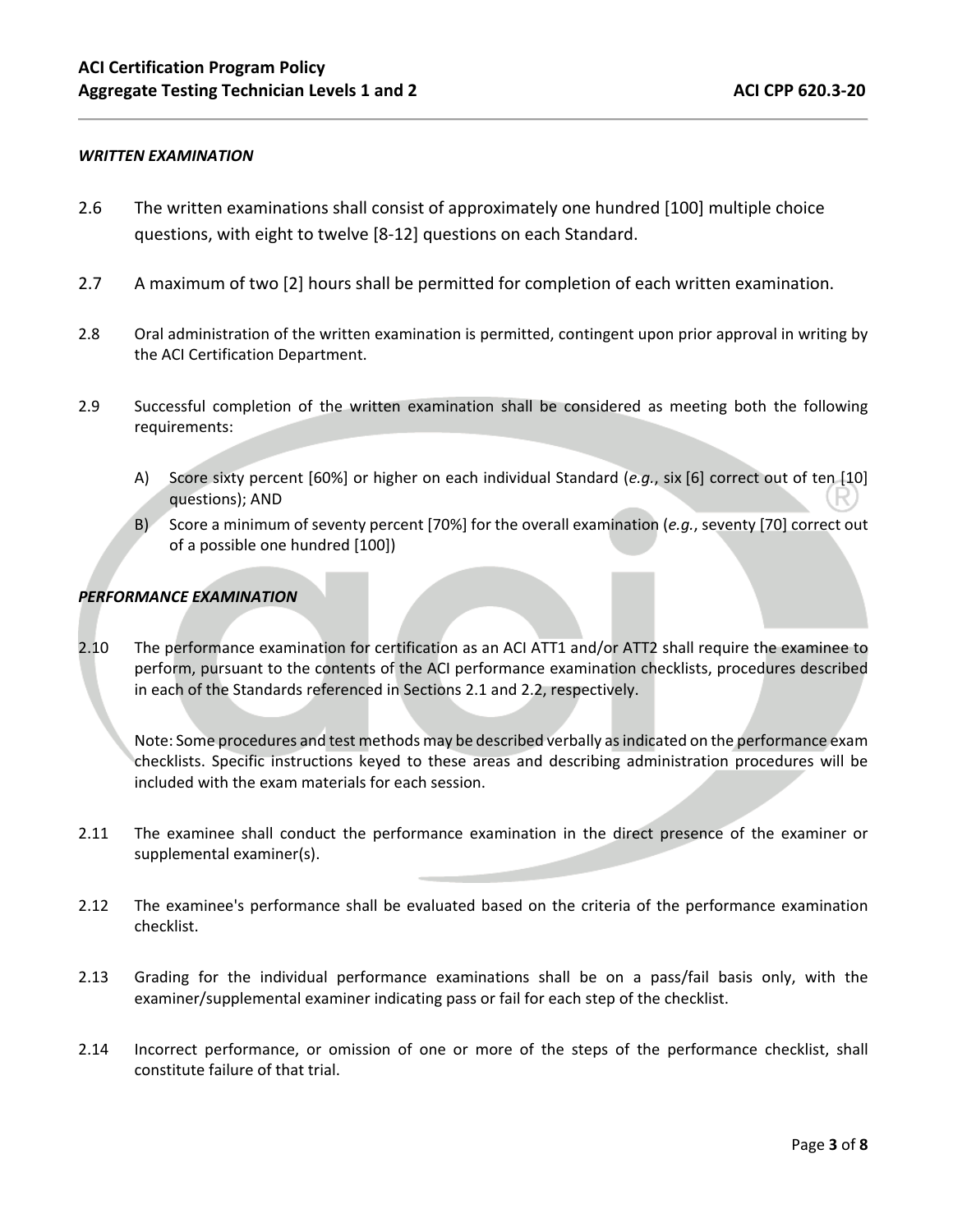***WRITTEN EXAMINATION***

2.6 The written examinations shall consist of approximately one hundred [100] multiple choice questions, with eight to twelve [8-12] questions on each Standard.

2.7 A maximum of two [2] hours shall be permitted for completion of each written examination.

2.8 Oral administration of the written examination is permitted, contingent upon prior approval in writing by the ACI Certification Department.

2.9 Successful completion of the written examination shall be considered as meeting both the following requirements:

- A) Score sixty percent [60%] or higher on each individual Standard (*e.g.*, six [6] correct out of ten [10] questions); AND
- B) Score a minimum of seventy percent [70%] for the overall examination (*e.g.*, seventy [70] correct out of a possible one hundred [100])

***PERFORMANCE EXAMINATION***

2.10 The performance examination for certification as an ACI ATT1 and/or ATT2 shall require the examinee to perform, pursuant to the contents of the ACI performance examination checklists, procedures described in each of the Standards referenced in Sections 2.1 and 2.2, respectively.

Note: Some procedures and test methods may be described verbally as indicated on the performance exam checklists. Specific instructions keyed to these areas and describing administration procedures will be included with the exam materials for each session.

2.11 The examinee shall conduct the performance examination in the direct presence of the examiner or supplemental examiner(s).

2.12 The examinee's performance shall be evaluated based on the criteria of the performance examination checklist.

2.13 Grading for the individual performance examinations shall be on a pass/fail basis only, with the examiner/supplemental examiner indicating pass or fail for each step of the checklist.

2.14 Incorrect performance, or omission of one or more of the steps of the performance checklist, shall constitute failure of that trial.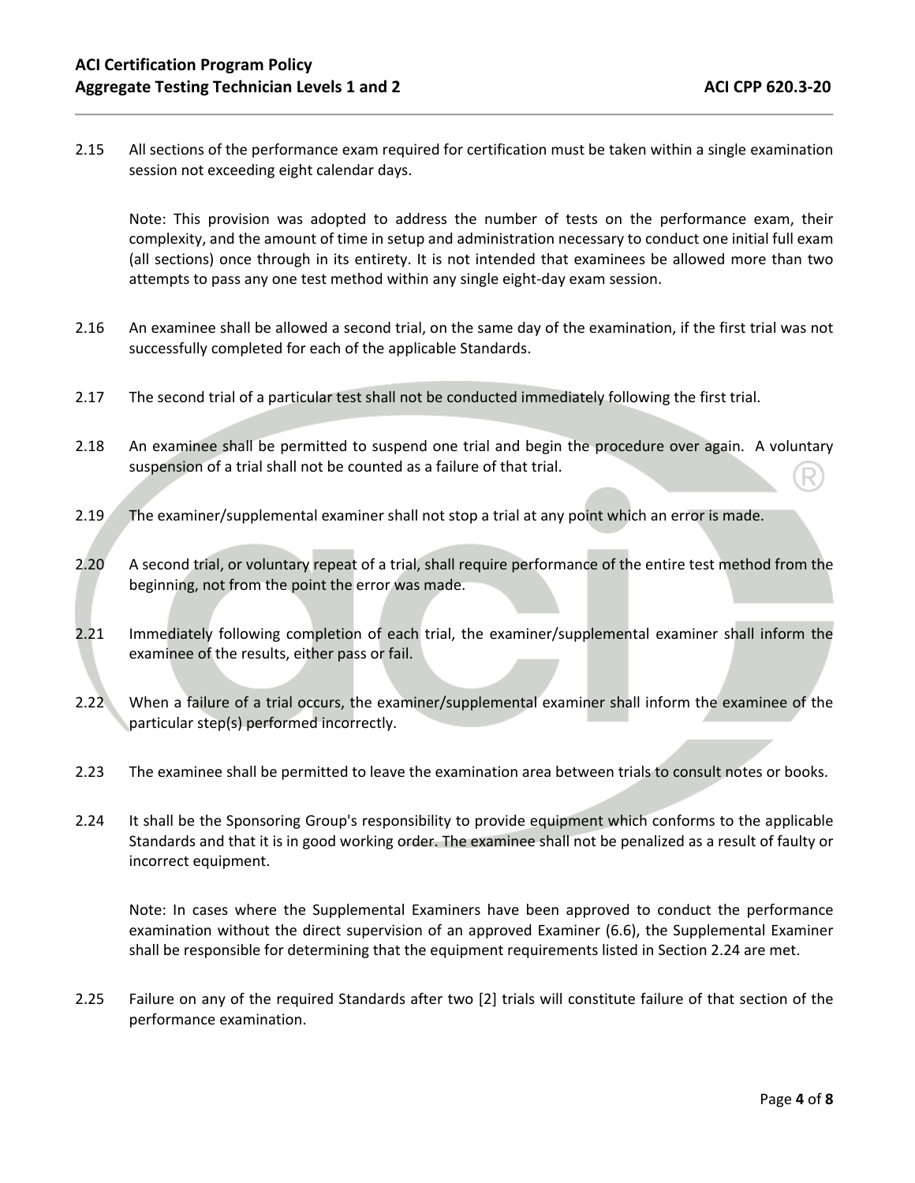2.15 All sections of the performance exam required for certification must be taken within a single examination session not exceeding eight calendar days.

Note: This provision was adopted to address the number of tests on the performance exam, their complexity, and the amount of time in setup and administration necessary to conduct one initial full exam (all sections) once through in its entirety. It is not intended that examinees be allowed more than two attempts to pass any one test method within any single eight-day exam session.

2.16 An examinee shall be allowed a second trial, on the same day of the examination, if the first trial was not successfully completed for each of the applicable Standards.

2.17 The second trial of a particular test shall not be conducted immediately following the first trial.

2.18 An examinee shall be permitted to suspend one trial and begin the procedure over again. A voluntary suspension of a trial shall not be counted as a failure of that trial.

2.19 The examiner/supplemental examiner shall not stop a trial at any point which an error is made.

2.20 A second trial, or voluntary repeat of a trial, shall require performance of the entire test method from the beginning, not from the point the error was made.

2.21 Immediately following completion of each trial, the examiner/supplemental examiner shall inform the examinee of the results, either pass or fail.

2.22 When a failure of a trial occurs, the examiner/supplemental examiner shall inform the examinee of the particular step(s) performed incorrectly.

2.23 The examinee shall be permitted to leave the examination area between trials to consult notes or books.

2.24 It shall be the Sponsoring Group's responsibility to provide equipment which conforms to the applicable Standards and that it is in good working order. The examinee shall not be penalized as a result of faulty or incorrect equipment.

Note: In cases where the Supplemental Examiners have been approved to conduct the performance examination without the direct supervision of an approved Examiner (6.6), the Supplemental Examiner shall be responsible for determining that the equipment requirements listed in Section 2.24 are met.

2.25 Failure on any of the required Standards after two [2] trials will constitute failure of that section of the performance examination.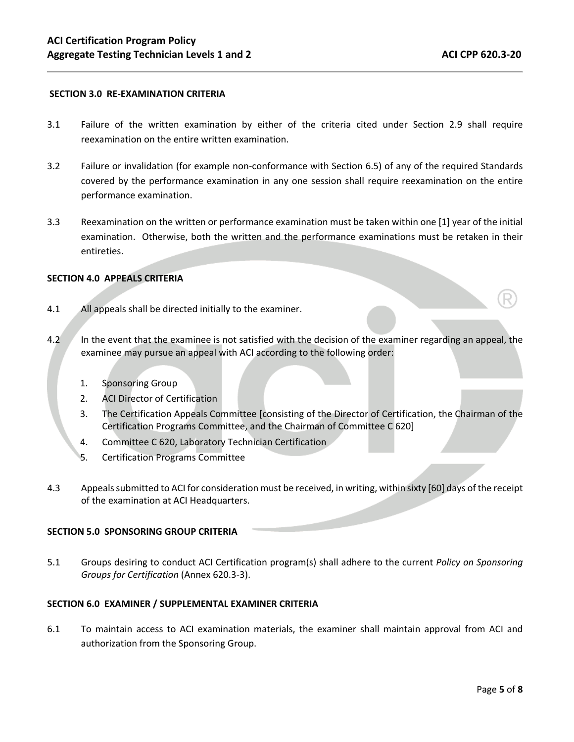## SECTION 3.0 RE-EXAMINATION CRITERIA

3.1 Failure of the written examination by either of the criteria cited under Section 2.9 shall require reexamination on the entire written examination.

3.2 Failure or invalidation (for example non-conformance with Section 6.5) of any of the required Standards covered by the performance examination in any one session shall require reexamination on the entire performance examination.

3.3 Reexamination on the written or performance examination must be taken within one [1] year of the initial examination. Otherwise, both the written and the performance examinations must be retaken in their entireties.

## SECTION 4.0 APPEALS CRITERIA

4.1 All appeals shall be directed initially to the examiner.

4.2 In the event that the examinee is not satisfied with the decision of the examiner regarding an appeal, the examinee may pursue an appeal with ACI according to the following order:

1. Sponsoring Group
2. ACI Director of Certification
3. The Certification Appeals Committee [consisting of the Director of Certification, the Chairman of the Certification Programs Committee, and the Chairman of Committee C 620]
4. Committee C 620, Laboratory Technician Certification
5. Certification Programs Committee

4.3 Appeals submitted to ACI for consideration must be received, in writing, within sixty [60] days of the receipt of the examination at ACI Headquarters.

## SECTION 5.0 SPONSORING GROUP CRITERIA

5.1 Groups desiring to conduct ACI Certification program(s) shall adhere to the current *Policy on Sponsoring Groups for Certification* (Annex 620.3-3).

## SECTION 6.0 EXAMINER / SUPPLEMENTAL EXAMINER CRITERIA

6.1 To maintain access to ACI examination materials, the examiner shall maintain approval from ACI and authorization from the Sponsoring Group.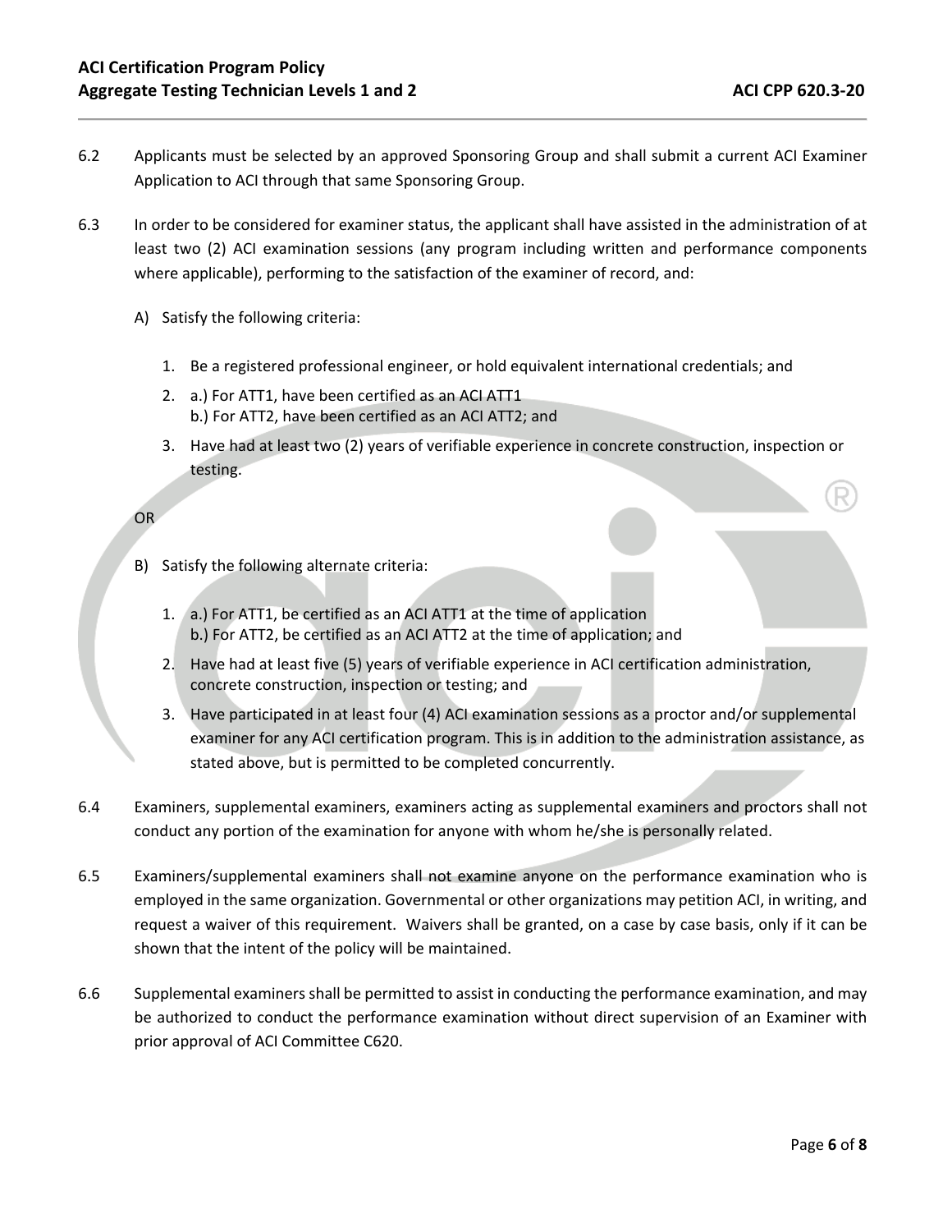6.2 Applicants must be selected by an approved Sponsoring Group and shall submit a current ACI Examiner Application to ACI through that same Sponsoring Group.

6.3 In order to be considered for examiner status, the applicant shall have assisted in the administration of at least two (2) ACI examination sessions (any program including written and performance components where applicable), performing to the satisfaction of the examiner of record, and:

A) Satisfy the following criteria:

1. Be a registered professional engineer, or hold equivalent international credentials; and
2. a.) For ATT1, have been certified as an ACI ATT1
   b.) For ATT2, have been certified as an ACI ATT2; and
3. Have had at least two (2) years of verifiable experience in concrete construction, inspection or testing.

OR

B) Satisfy the following alternate criteria:

1. a.) For ATT1, be certified as an ACI ATT1 at the time of application
   b.) For ATT2, be certified as an ACI ATT2 at the time of application; and
2. Have had at least five (5) years of verifiable experience in ACI certification administration, concrete construction, inspection or testing; and
3. Have participated in at least four (4) ACI examination sessions as a proctor and/or supplemental examiner for any ACI certification program. This is in addition to the administration assistance, as stated above, but is permitted to be completed concurrently.

6.4 Examiners, supplemental examiners, examiners acting as supplemental examiners and proctors shall not conduct any portion of the examination for anyone with whom he/she is personally related.

6.5 Examiners/supplemental examiners shall not examine anyone on the performance examination who is employed in the same organization. Governmental or other organizations may petition ACI, in writing, and request a waiver of this requirement. Waivers shall be granted, on a case by case basis, only if it can be shown that the intent of the policy will be maintained.

6.6 Supplemental examiners shall be permitted to assist in conducting the performance examination, and may be authorized to conduct the performance examination without direct supervision of an Examiner with prior approval of ACI Committee C620.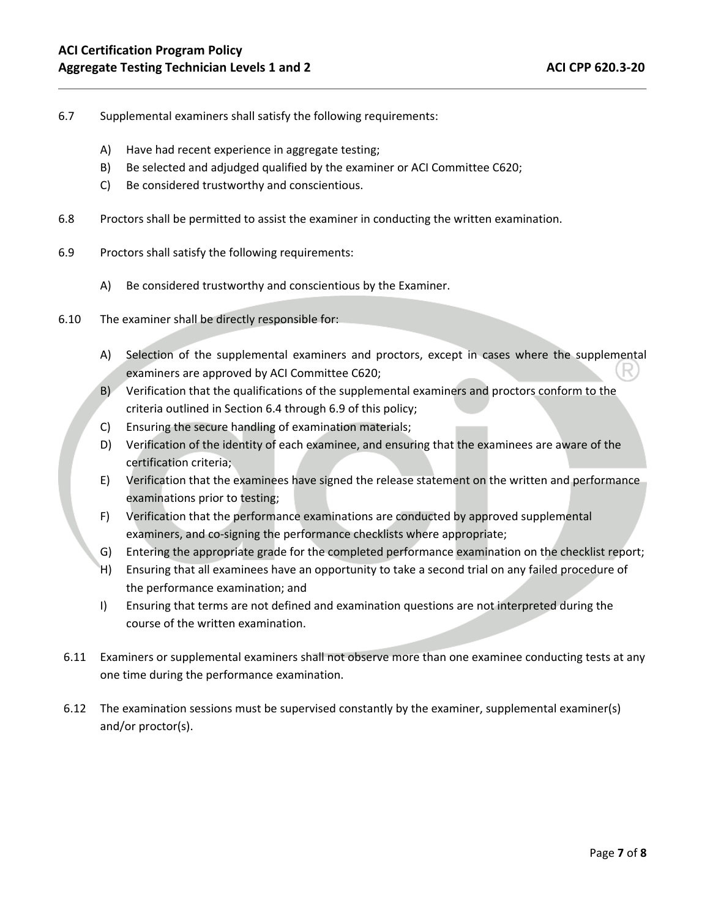6.7 Supplemental examiners shall satisfy the following requirements:

A) Have had recent experience in aggregate testing;
B) Be selected and adjudged qualified by the examiner or ACI Committee C620;
C) Be considered trustworthy and conscientious.

6.8 Proctors shall be permitted to assist the examiner in conducting the written examination.

6.9 Proctors shall satisfy the following requirements:

A) Be considered trustworthy and conscientious by the Examiner.

6.10 The examiner shall be directly responsible for:

A) Selection of the supplemental examiners and proctors, except in cases where the supplemental examiners are approved by ACI Committee C620;
B) Verification that the qualifications of the supplemental examiners and proctors conform to the criteria outlined in Section 6.4 through 6.9 of this policy;
C) Ensuring the secure handling of examination materials;
D) Verification of the identity of each examinee, and ensuring that the examinees are aware of the certification criteria;
E) Verification that the examinees have signed the release statement on the written and performance examinations prior to testing;
F) Verification that the performance examinations are conducted by approved supplemental examiners, and co-signing the performance checklists where appropriate;
G) Entering the appropriate grade for the completed performance examination on the checklist report;
H) Ensuring that all examinees have an opportunity to take a second trial on any failed procedure of the performance examination; and
I) Ensuring that terms are not defined and examination questions are not interpreted during the course of the written examination.

6.11 Examiners or supplemental examiners shall not observe more than one examinee conducting tests at any one time during the performance examination.

6.12 The examination sessions must be supervised constantly by the examiner, supplemental examiner(s) and/or proctor(s).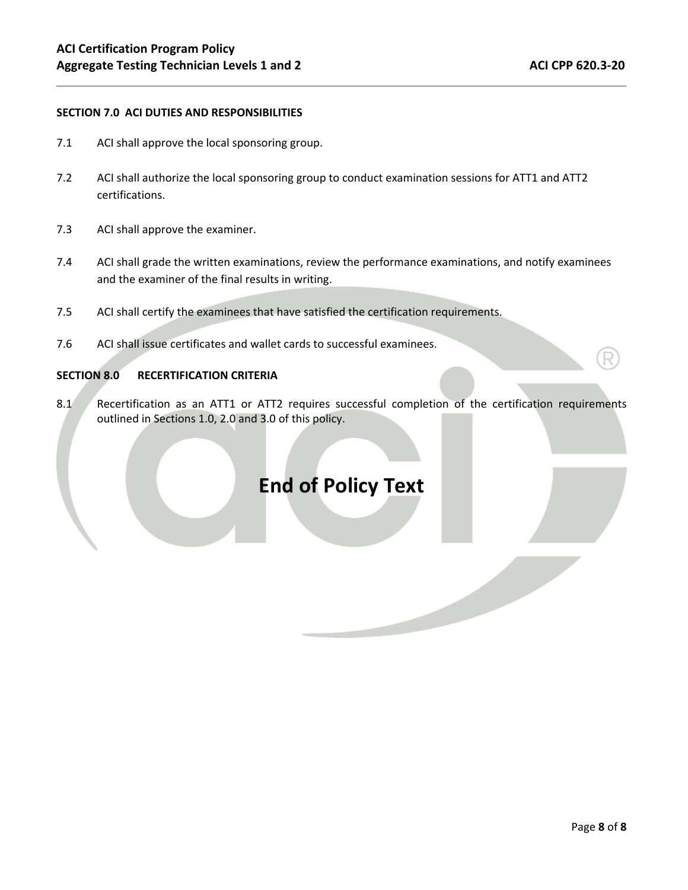## SECTION 7.0 ACI DUTIES AND RESPONSIBILITIES

7.1 ACI shall approve the local sponsoring group.

7.2 ACI shall authorize the local sponsoring group to conduct examination sessions for ATT1 and ATT2 certifications.

7.3 ACI shall approve the examiner.

7.4 ACI shall grade the written examinations, review the performance examinations, and notify examinees and the examiner of the final results in writing.

7.5 ACI shall certify the examinees that have satisfied the certification requirements.

7.6 ACI shall issue certificates and wallet cards to successful examinees.

## SECTION 8.0 RECERTIFICATION CRITERIA

8.1 Recertification as an ATT1 or ATT2 requires successful completion of the certification requirements outlined in Sections 1.0, 2.0 and 3.0 of this policy.

# End of Policy Text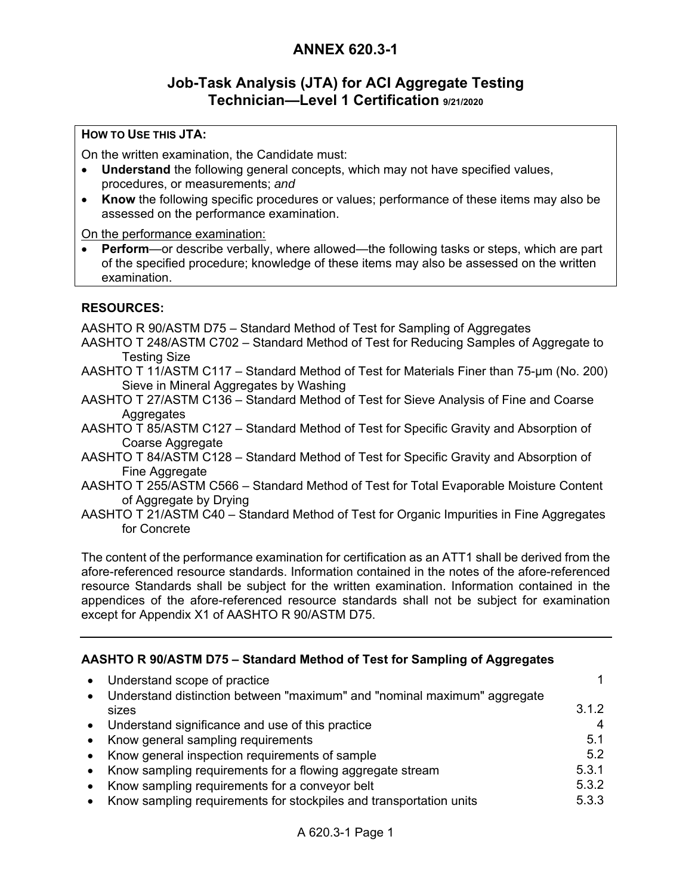# ANNEX 620.3-1

## Job-Task Analysis (JTA) for ACI Aggregate Testing Technician—Level 1 Certification 9/21/2020

**HOW TO USE THIS JTA:**

On the written examination, the Candidate must:

- **Understand** the following general concepts, which may not have specified values, procedures, or measurements; *and*
- **Know** the following specific procedures or values; performance of these items may also be assessed on the performance examination.

On the performance examination:

- **Perform**—or describe verbally, where allowed—the following tasks or steps, which are part of the specified procedure; knowledge of these items may also be assessed on the written examination.

### RESOURCES:

AASHTO R 90/ASTM D75 – Standard Method of Test for Sampling of Aggregates
AASHTO T 248/ASTM C702 – Standard Method of Test for Reducing Samples of Aggregate to Testing Size
AASHTO T 11/ASTM C117 – Standard Method of Test for Materials Finer than 75-μm (No. 200) Sieve in Mineral Aggregates by Washing
AASHTO T 27/ASTM C136 – Standard Method of Test for Sieve Analysis of Fine and Coarse Aggregates
AASHTO T 85/ASTM C127 – Standard Method of Test for Specific Gravity and Absorption of Coarse Aggregate
AASHTO T 84/ASTM C128 – Standard Method of Test for Specific Gravity and Absorption of Fine Aggregate
AASHTO T 255/ASTM C566 – Standard Method of Test for Total Evaporable Moisture Content of Aggregate by Drying
AASHTO T 21/ASTM C40 – Standard Method of Test for Organic Impurities in Fine Aggregates for Concrete

The content of the performance examination for certification as an ATT1 shall be derived from the afore-referenced resource standards. Information contained in the notes of the afore-referenced resource Standards shall be subject for the written examination. Information contained in the appendices of the afore-referenced resource standards shall not be subject for examination except for Appendix X1 of AASHTO R 90/ASTM D75.

---

### AASHTO R 90/ASTM D75 – Standard Method of Test for Sampling of Aggregates

- Understand scope of practice — 1
- Understand distinction between "maximum" and "nominal maximum" aggregate sizes — 3.1.2
- Understand significance and use of this practice — 4
- Know general sampling requirements — 5.1
- Know general inspection requirements of sample — 5.2
- Know sampling requirements for a flowing aggregate stream — 5.3.1
- Know sampling requirements for a conveyor belt — 5.3.2
- Know sampling requirements for stockpiles and transportation units — 5.3.3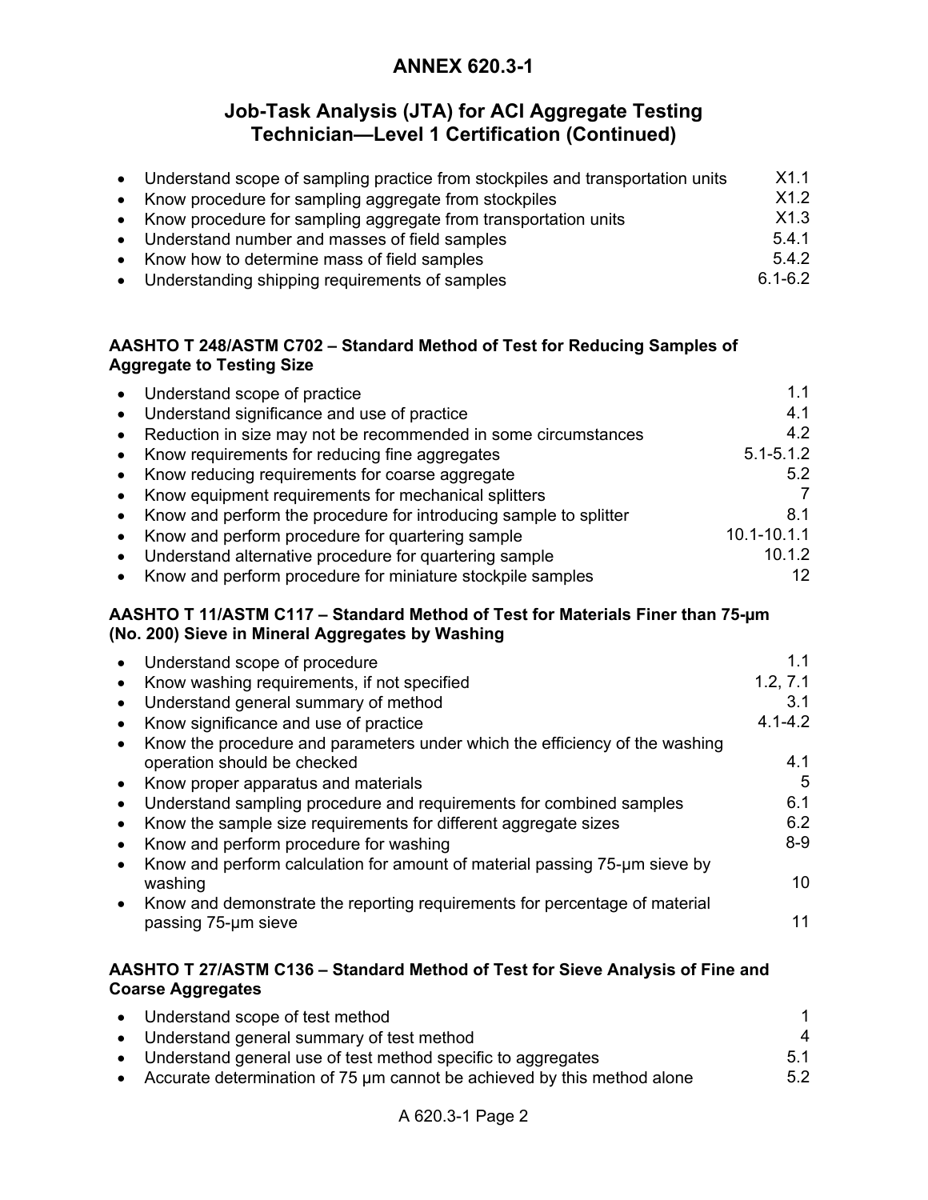## ANNEX 620.3-1

## Job-Task Analysis (JTA) for ACI Aggregate Testing Technician—Level 1 Certification (Continued)

| | |
|---|---|
| • Understand scope of sampling practice from stockpiles and transportation units | X1.1 |
| • Know procedure for sampling aggregate from stockpiles | X1.2 |
| • Know procedure for sampling aggregate from transportation units | X1.3 |
| • Understand number and masses of field samples | 5.4.1 |
| • Know how to determine mass of field samples | 5.4.2 |
| • Understanding shipping requirements of samples | 6.1-6.2 |

### AASHTO T 248/ASTM C702 – Standard Method of Test for Reducing Samples of Aggregate to Testing Size

| | |
|---|---|
| • Understand scope of practice | 1.1 |
| • Understand significance and use of practice | 4.1 |
| • Reduction in size may not be recommended in some circumstances | 4.2 |
| • Know requirements for reducing fine aggregates | 5.1-5.1.2 |
| • Know reducing requirements for coarse aggregate | 5.2 |
| • Know equipment requirements for mechanical splitters | 7 |
| • Know and perform the procedure for introducing sample to splitter | 8.1 |
| • Know and perform procedure for quartering sample | 10.1-10.1.1 |
| • Understand alternative procedure for quartering sample | 10.1.2 |
| • Know and perform procedure for miniature stockpile samples | 12 |

### AASHTO T 11/ASTM C117 – Standard Method of Test for Materials Finer than 75-μm (No. 200) Sieve in Mineral Aggregates by Washing

| | |
|---|---|
| • Understand scope of procedure | 1.1 |
| • Know washing requirements, if not specified | 1.2, 7.1 |
| • Understand general summary of method | 3.1 |
| • Know significance and use of practice | 4.1-4.2 |
| • Know the procedure and parameters under which the efficiency of the washing operation should be checked | 4.1 |
| • Know proper apparatus and materials | 5 |
| • Understand sampling procedure and requirements for combined samples | 6.1 |
| • Know the sample size requirements for different aggregate sizes | 6.2 |
| • Know and perform procedure for washing | 8-9 |
| • Know and perform calculation for amount of material passing 75-μm sieve by washing | 10 |
| • Know and demonstrate the reporting requirements for percentage of material passing 75-μm sieve | 11 |

### AASHTO T 27/ASTM C136 – Standard Method of Test for Sieve Analysis of Fine and Coarse Aggregates

| | |
|---|---|
| • Understand scope of test method | 1 |
| • Understand general summary of test method | 4 |
| • Understand general use of test method specific to aggregates | 5.1 |
| • Accurate determination of 75 μm cannot be achieved by this method alone | 5.2 |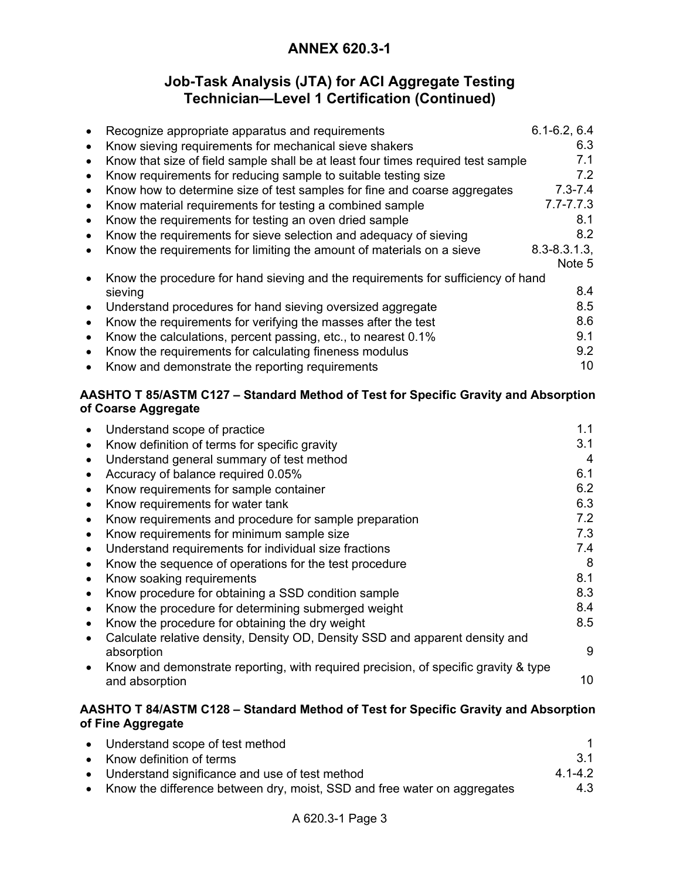## ANNEX 620.3-1

### Job-Task Analysis (JTA) for ACI Aggregate Testing Technician—Level 1 Certification (Continued)

- Recognize appropriate apparatus and requirements — 6.1-6.2, 6.4
- Know sieving requirements for mechanical sieve shakers — 6.3
- Know that size of field sample shall be at least four times required test sample — 7.1
- Know requirements for reducing sample to suitable testing size — 7.2
- Know how to determine size of test samples for fine and coarse aggregates — 7.3-7.4
- Know material requirements for testing a combined sample — 7.7-7.7.3
- Know the requirements for testing an oven dried sample — 8.1
- Know the requirements for sieve selection and adequacy of sieving — 8.2
- Know the requirements for limiting the amount of materials on a sieve — 8.3-8.3.1.3, Note 5
- Know the procedure for hand sieving and the requirements for sufficiency of hand sieving — 8.4
- Understand procedures for hand sieving oversized aggregate — 8.5
- Know the requirements for verifying the masses after the test — 8.6
- Know the calculations, percent passing, etc., to nearest 0.1% — 9.1
- Know the requirements for calculating fineness modulus — 9.2
- Know and demonstrate the reporting requirements — 10

**AASHTO T 85/ASTM C127 – Standard Method of Test for Specific Gravity and Absorption of Coarse Aggregate**

- Understand scope of practice — 1.1
- Know definition of terms for specific gravity — 3.1
- Understand general summary of test method — 4
- Accuracy of balance required 0.05% — 6.1
- Know requirements for sample container — 6.2
- Know requirements for water tank — 6.3
- Know requirements and procedure for sample preparation — 7.2
- Know requirements for minimum sample size — 7.3
- Understand requirements for individual size fractions — 7.4
- Know the sequence of operations for the test procedure — 8
- Know soaking requirements — 8.1
- Know procedure for obtaining a SSD condition sample — 8.3
- Know the procedure for determining submerged weight — 8.4
- Know the procedure for obtaining the dry weight — 8.5
- Calculate relative density, Density OD, Density SSD and apparent density and absorption — 9
- Know and demonstrate reporting, with required precision, of specific gravity & type and absorption — 10

**AASHTO T 84/ASTM C128 – Standard Method of Test for Specific Gravity and Absorption of Fine Aggregate**

- Understand scope of test method — 1
- Know definition of terms — 3.1
- Understand significance and use of test method — 4.1-4.2
- Know the difference between dry, moist, SSD and free water on aggregates — 4.3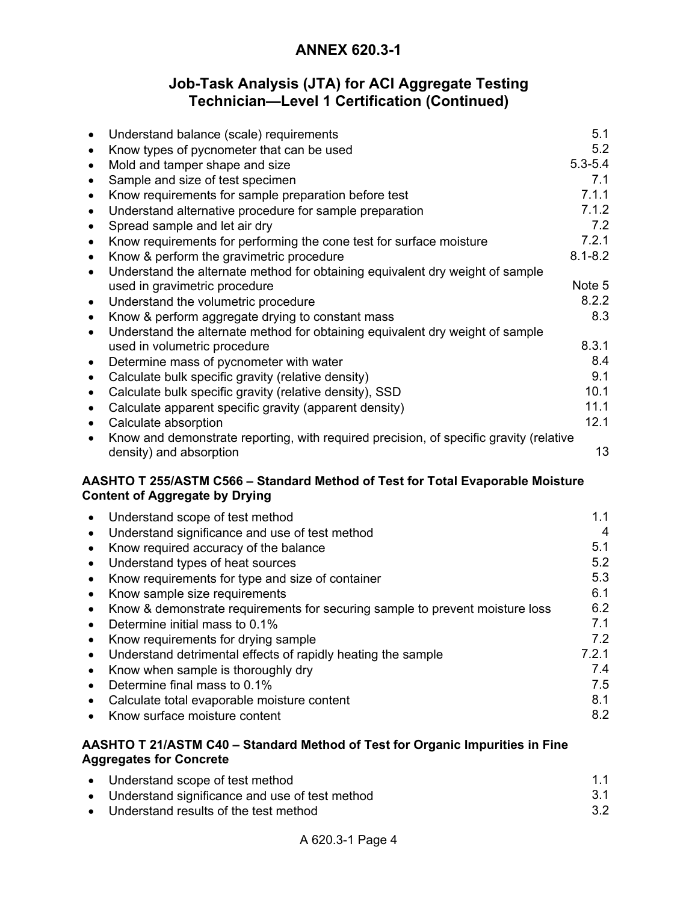# ANNEX 620.3-1

## Job-Task Analysis (JTA) for ACI Aggregate Testing Technician—Level 1 Certification (Continued)

| Task | Section |
|---|---|
| • Understand balance (scale) requirements | 5.1 |
| • Know types of pycnometer that can be used | 5.2 |
| • Mold and tamper shape and size | 5.3-5.4 |
| • Sample and size of test specimen | 7.1 |
| • Know requirements for sample preparation before test | 7.1.1 |
| • Understand alternative procedure for sample preparation | 7.1.2 |
| • Spread sample and let air dry | 7.2 |
| • Know requirements for performing the cone test for surface moisture | 7.2.1 |
| • Know & perform the gravimetric procedure | 8.1-8.2 |
| • Understand the alternate method for obtaining equivalent dry weight of sample used in gravimetric procedure | Note 5 |
| • Understand the volumetric procedure | 8.2.2 |
| • Know & perform aggregate drying to constant mass | 8.3 |
| • Understand the alternate method for obtaining equivalent dry weight of sample used in volumetric procedure | 8.3.1 |
| • Determine mass of pycnometer with water | 8.4 |
| • Calculate bulk specific gravity (relative density) | 9.1 |
| • Calculate bulk specific gravity (relative density), SSD | 10.1 |
| • Calculate apparent specific gravity (apparent density) | 11.1 |
| • Calculate absorption | 12.1 |
| • Know and demonstrate reporting, with required precision, of specific gravity (relative density) and absorption | 13 |

**AASHTO T 255/ASTM C566 – Standard Method of Test for Total Evaporable Moisture Content of Aggregate by Drying**

| Task | Section |
|---|---|
| • Understand scope of test method | 1.1 |
| • Understand significance and use of test method | 4 |
| • Know required accuracy of the balance | 5.1 |
| • Understand types of heat sources | 5.2 |
| • Know requirements for type and size of container | 5.3 |
| • Know sample size requirements | 6.1 |
| • Know & demonstrate requirements for securing sample to prevent moisture loss | 6.2 |
| • Determine initial mass to 0.1% | 7.1 |
| • Know requirements for drying sample | 7.2 |
| • Understand detrimental effects of rapidly heating the sample | 7.2.1 |
| • Know when sample is thoroughly dry | 7.4 |
| • Determine final mass to 0.1% | 7.5 |
| • Calculate total evaporable moisture content | 8.1 |
| • Know surface moisture content | 8.2 |

**AASHTO T 21/ASTM C40 – Standard Method of Test for Organic Impurities in Fine Aggregates for Concrete**

| Task | Section |
|---|---|
| • Understand scope of test method | 1.1 |
| • Understand significance and use of test method | 3.1 |
| • Understand results of the test method | 3.2 |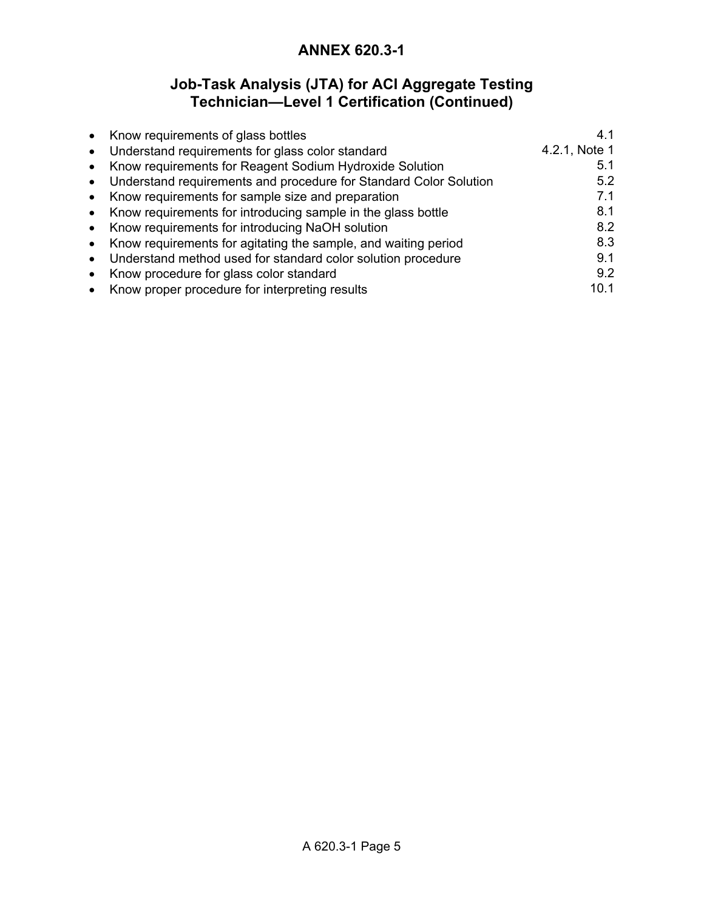# ANNEX 620.3-1

## Job-Task Analysis (JTA) for ACI Aggregate Testing Technician—Level 1 Certification (Continued)

| Task | Section |
|---|---|
| • Know requirements of glass bottles | 4.1 |
| • Understand requirements for glass color standard | 4.2.1, Note 1 |
| • Know requirements for Reagent Sodium Hydroxide Solution | 5.1 |
| • Understand requirements and procedure for Standard Color Solution | 5.2 |
| • Know requirements for sample size and preparation | 7.1 |
| • Know requirements for introducing sample in the glass bottle | 8.1 |
| • Know requirements for introducing NaOH solution | 8.2 |
| • Know requirements for agitating the sample, and waiting period | 8.3 |
| • Understand method used for standard color solution procedure | 9.1 |
| • Know procedure for glass color standard | 9.2 |
| • Know proper procedure for interpreting results | 10.1 |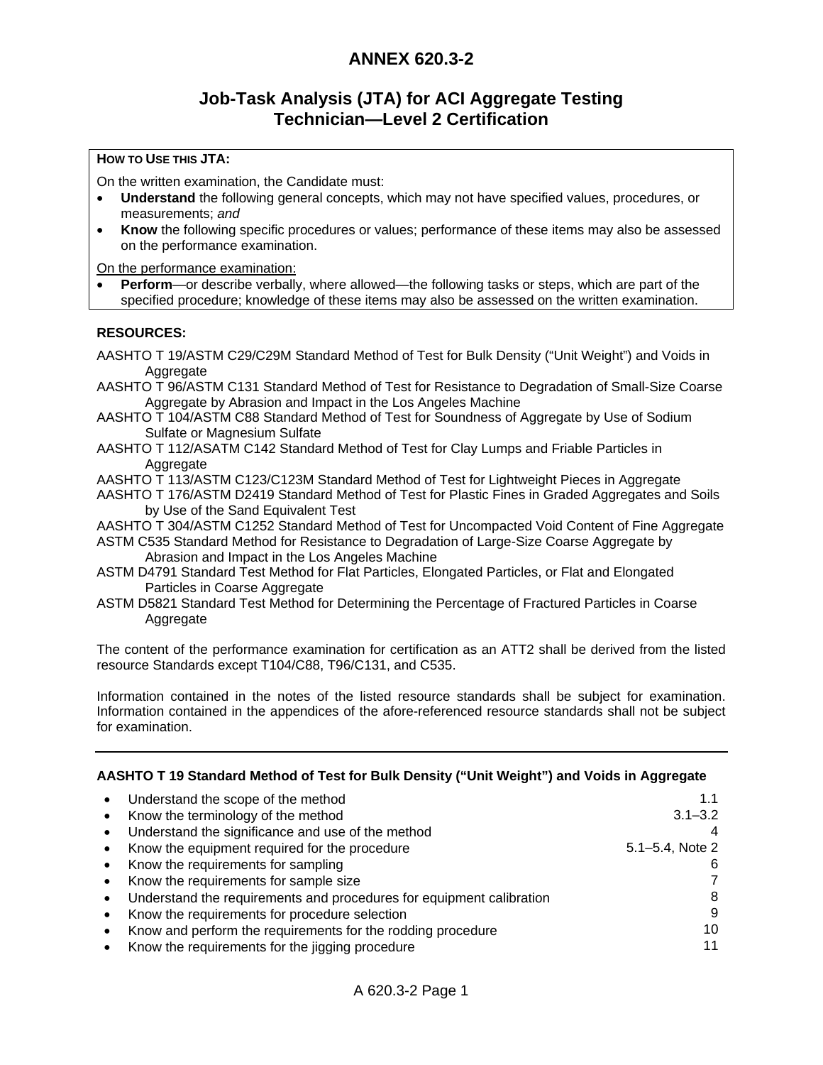# ANNEX 620.3-2

## Job-Task Analysis (JTA) for ACI Aggregate Testing Technician—Level 2 Certification

**HOW TO USE THIS JTA:**

On the written examination, the Candidate must:

- **Understand** the following general concepts, which may not have specified values, procedures, or measurements; *and*
- **Know** the following specific procedures or values; performance of these items may also be assessed on the performance examination.

On the performance examination:

- **Perform**—or describe verbally, where allowed—the following tasks or steps, which are part of the specified procedure; knowledge of these items may also be assessed on the written examination.

**RESOURCES:**

AASHTO T 19/ASTM C29/C29M Standard Method of Test for Bulk Density ("Unit Weight") and Voids in Aggregate

AASHTO T 96/ASTM C131 Standard Method of Test for Resistance to Degradation of Small-Size Coarse Aggregate by Abrasion and Impact in the Los Angeles Machine

AASHTO T 104/ASTM C88 Standard Method of Test for Soundness of Aggregate by Use of Sodium Sulfate or Magnesium Sulfate

AASHTO T 112/ASATM C142 Standard Method of Test for Clay Lumps and Friable Particles in Aggregate

AASHTO T 113/ASTM C123/C123M Standard Method of Test for Lightweight Pieces in Aggregate

AASHTO T 176/ASTM D2419 Standard Method of Test for Plastic Fines in Graded Aggregates and Soils by Use of the Sand Equivalent Test

AASHTO T 304/ASTM C1252 Standard Method of Test for Uncompacted Void Content of Fine Aggregate

ASTM C535 Standard Method for Resistance to Degradation of Large-Size Coarse Aggregate by Abrasion and Impact in the Los Angeles Machine

ASTM D4791 Standard Test Method for Flat Particles, Elongated Particles, or Flat and Elongated Particles in Coarse Aggregate

ASTM D5821 Standard Test Method for Determining the Percentage of Fractured Particles in Coarse Aggregate

The content of the performance examination for certification as an ATT2 shall be derived from the listed resource Standards except T104/C88, T96/C131, and C535.

Information contained in the notes of the listed resource standards shall be subject for examination. Information contained in the appendices of the afore-referenced resource standards shall not be subject for examination.

---

**AASHTO T 19 Standard Method of Test for Bulk Density ("Unit Weight") and Voids in Aggregate**

| Task | Section |
|---|---|
| • Understand the scope of the method | 1.1 |
| • Know the terminology of the method | 3.1–3.2 |
| • Understand the significance and use of the method | 4 |
| • Know the equipment required for the procedure | 5.1–5.4, Note 2 |
| • Know the requirements for sampling | 6 |
| • Know the requirements for sample size | 7 |
| • Understand the requirements and procedures for equipment calibration | 8 |
| • Know the requirements for procedure selection | 9 |
| • Know and perform the requirements for the rodding procedure | 10 |
| • Know the requirements for the jigging procedure | 11 |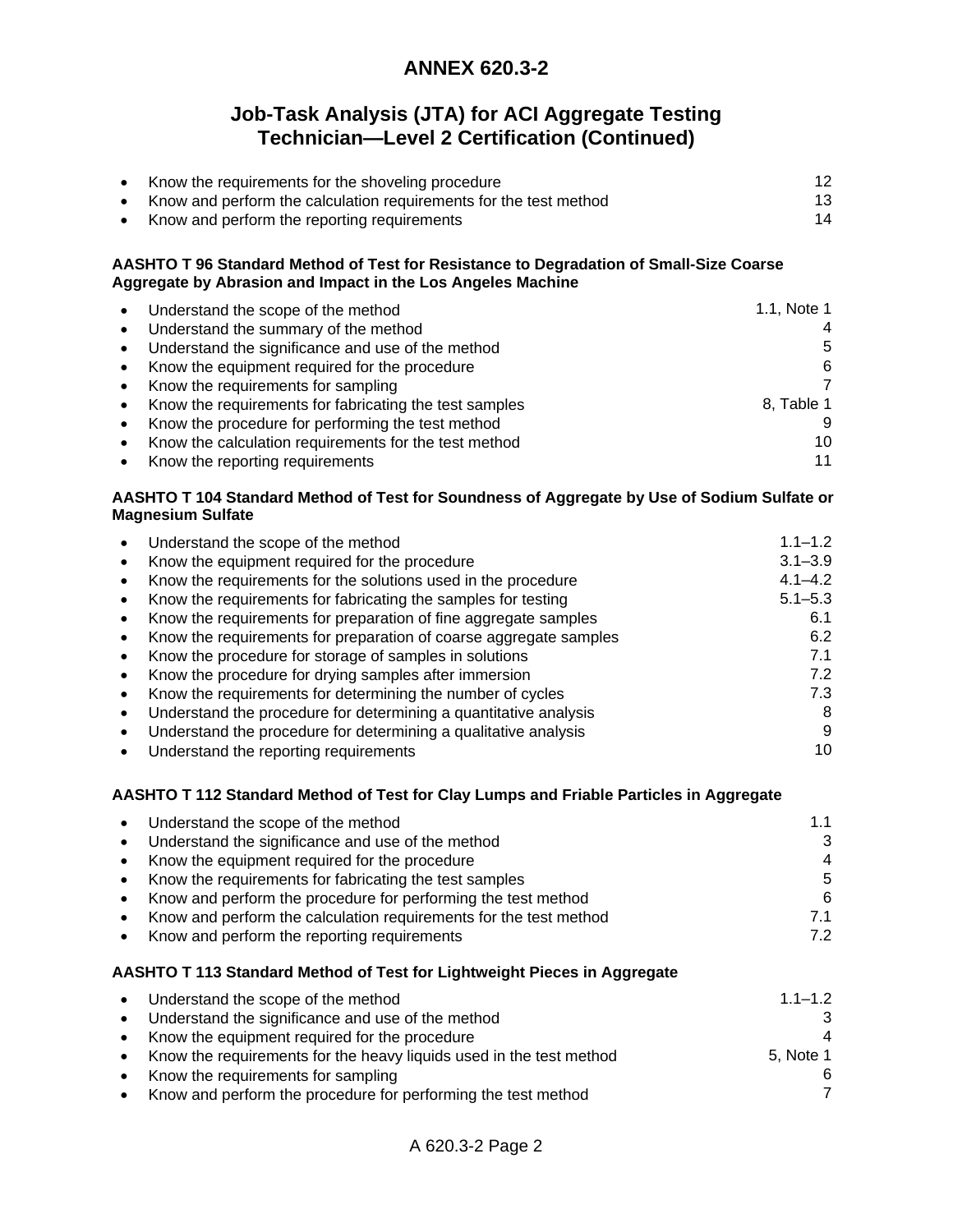# ANNEX 620.3-2

## Job-Task Analysis (JTA) for ACI Aggregate Testing Technician—Level 2 Certification (Continued)

| | |
|---|---|
| • Know the requirements for the shoveling procedure | 12 |
| • Know and perform the calculation requirements for the test method | 13 |
| • Know and perform the reporting requirements | 14 |

**AASHTO T 96 Standard Method of Test for Resistance to Degradation of Small-Size Coarse Aggregate by Abrasion and Impact in the Los Angeles Machine**

| | |
|---|---|
| • Understand the scope of the method | 1.1, Note 1 |
| • Understand the summary of the method | 4 |
| • Understand the significance and use of the method | 5 |
| • Know the equipment required for the procedure | 6 |
| • Know the requirements for sampling | 7 |
| • Know the requirements for fabricating the test samples | 8, Table 1 |
| • Know the procedure for performing the test method | 9 |
| • Know the calculation requirements for the test method | 10 |
| • Know the reporting requirements | 11 |

**AASHTO T 104 Standard Method of Test for Soundness of Aggregate by Use of Sodium Sulfate or Magnesium Sulfate**

| | |
|---|---|
| • Understand the scope of the method | 1.1–1.2 |
| • Know the equipment required for the procedure | 3.1–3.9 |
| • Know the requirements for the solutions used in the procedure | 4.1–4.2 |
| • Know the requirements for fabricating the samples for testing | 5.1–5.3 |
| • Know the requirements for preparation of fine aggregate samples | 6.1 |
| • Know the requirements for preparation of coarse aggregate samples | 6.2 |
| • Know the procedure for storage of samples in solutions | 7.1 |
| • Know the procedure for drying samples after immersion | 7.2 |
| • Know the requirements for determining the number of cycles | 7.3 |
| • Understand the procedure for determining a quantitative analysis | 8 |
| • Understand the procedure for determining a qualitative analysis | 9 |
| • Understand the reporting requirements | 10 |

**AASHTO T 112 Standard Method of Test for Clay Lumps and Friable Particles in Aggregate**

| | |
|---|---|
| • Understand the scope of the method | 1.1 |
| • Understand the significance and use of the method | 3 |
| • Know the equipment required for the procedure | 4 |
| • Know the requirements for fabricating the test samples | 5 |
| • Know and perform the procedure for performing the test method | 6 |
| • Know and perform the calculation requirements for the test method | 7.1 |
| • Know and perform the reporting requirements | 7.2 |

**AASHTO T 113 Standard Method of Test for Lightweight Pieces in Aggregate**

| | |
|---|---|
| • Understand the scope of the method | 1.1–1.2 |
| • Understand the significance and use of the method | 3 |
| • Know the equipment required for the procedure | 4 |
| • Know the requirements for the heavy liquids used in the test method | 5, Note 1 |
| • Know the requirements for sampling | 6 |
| • Know and perform the procedure for performing the test method | 7 |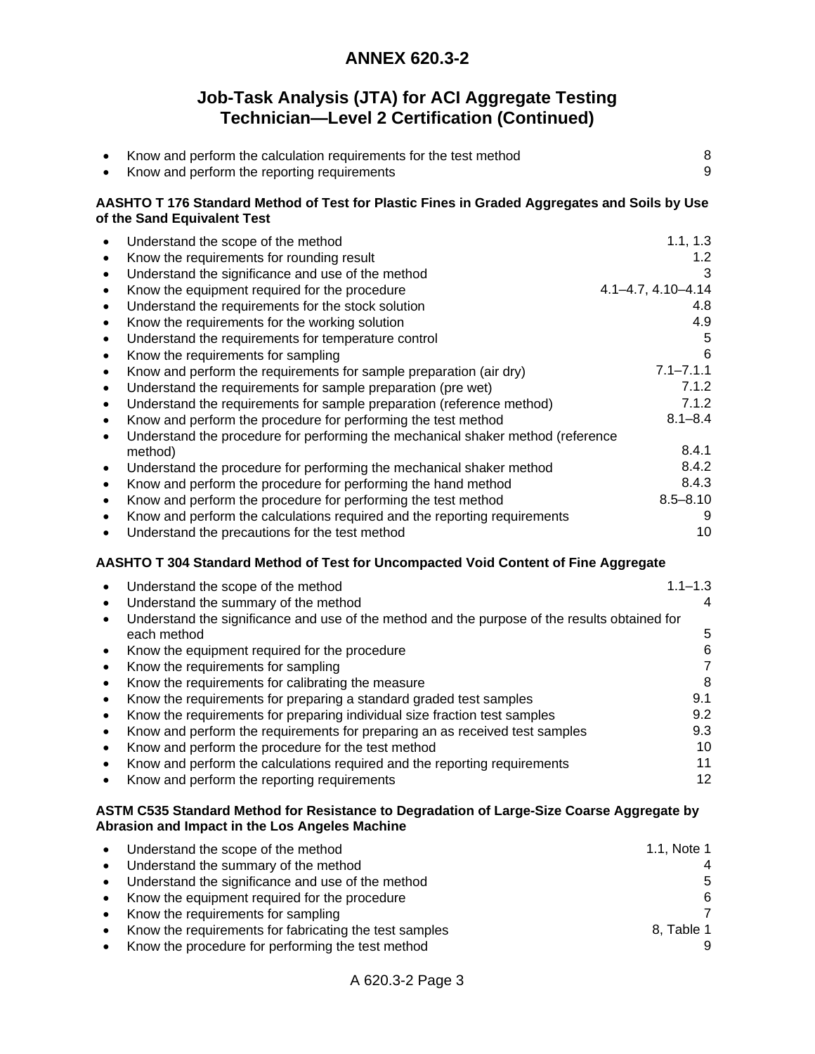# ANNEX 620.3-2

## Job-Task Analysis (JTA) for ACI Aggregate Testing Technician—Level 2 Certification (Continued)

| Task | Section |
|---|---|
| • Know and perform the calculation requirements for the test method | 8 |
| • Know and perform the reporting requirements | 9 |

**AASHTO T 176 Standard Method of Test for Plastic Fines in Graded Aggregates and Soils by Use of the Sand Equivalent Test**

| Task | Section |
|---|---|
| • Understand the scope of the method | 1.1, 1.3 |
| • Know the requirements for rounding result | 1.2 |
| • Understand the significance and use of the method | 3 |
| • Know the equipment required for the procedure | 4.1–4.7, 4.10–4.14 |
| • Understand the requirements for the stock solution | 4.8 |
| • Know the requirements for the working solution | 4.9 |
| • Understand the requirements for temperature control | 5 |
| • Know the requirements for sampling | 6 |
| • Know and perform the requirements for sample preparation (air dry) | 7.1–7.1.1 |
| • Understand the requirements for sample preparation (pre wet) | 7.1.2 |
| • Understand the requirements for sample preparation (reference method) | 7.1.2 |
| • Know and perform the procedure for performing the test method | 8.1–8.4 |
| • Understand the procedure for performing the mechanical shaker method (reference method) | 8.4.1 |
| • Understand the procedure for performing the mechanical shaker method | 8.4.2 |
| • Know and perform the procedure for performing the hand method | 8.4.3 |
| • Know and perform the procedure for performing the test method | 8.5–8.10 |
| • Know and perform the calculations required and the reporting requirements | 9 |
| • Understand the precautions for the test method | 10 |

**AASHTO T 304 Standard Method of Test for Uncompacted Void Content of Fine Aggregate**

| Task | Section |
|---|---|
| • Understand the scope of the method | 1.1–1.3 |
| • Understand the summary of the method | 4 |
| • Understand the significance and use of the method and the purpose of the results obtained for each method | 5 |
| • Know the equipment required for the procedure | 6 |
| • Know the requirements for sampling | 7 |
| • Know the requirements for calibrating the measure | 8 |
| • Know the requirements for preparing a standard graded test samples | 9.1 |
| • Know the requirements for preparing individual size fraction test samples | 9.2 |
| • Know and perform the requirements for preparing an as received test samples | 9.3 |
| • Know and perform the procedure for the test method | 10 |
| • Know and perform the calculations required and the reporting requirements | 11 |
| • Know and perform the reporting requirements | 12 |

**ASTM C535 Standard Method for Resistance to Degradation of Large-Size Coarse Aggregate by Abrasion and Impact in the Los Angeles Machine**

| Task | Section |
|---|---|
| • Understand the scope of the method | 1.1, Note 1 |
| • Understand the summary of the method | 4 |
| • Understand the significance and use of the method | 5 |
| • Know the equipment required for the procedure | 6 |
| • Know the requirements for sampling | 7 |
| • Know the requirements for fabricating the test samples | 8, Table 1 |
| • Know the procedure for performing the test method | 9 |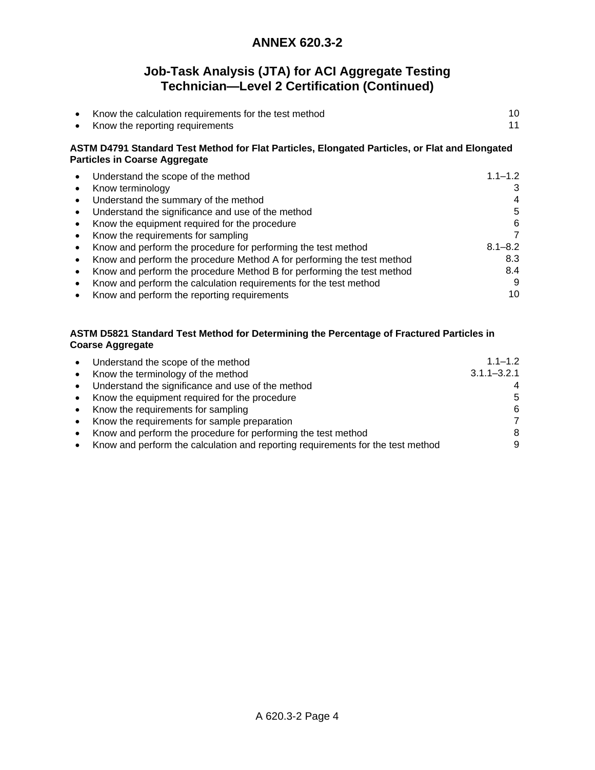# ANNEX 620.3-2

## Job-Task Analysis (JTA) for ACI Aggregate Testing Technician—Level 2 Certification (Continued)

| Task | Section |
|---|---|
| • Know the calculation requirements for the test method | 10 |
| • Know the reporting requirements | 11 |

**ASTM D4791 Standard Test Method for Flat Particles, Elongated Particles, or Flat and Elongated Particles in Coarse Aggregate**

| Task | Section |
|---|---|
| • Understand the scope of the method | 1.1–1.2 |
| • Know terminology | 3 |
| • Understand the summary of the method | 4 |
| • Understand the significance and use of the method | 5 |
| • Know the equipment required for the procedure | 6 |
| • Know the requirements for sampling | 7 |
| • Know and perform the procedure for performing the test method | 8.1–8.2 |
| • Know and perform the procedure Method A for performing the test method | 8.3 |
| • Know and perform the procedure Method B for performing the test method | 8.4 |
| • Know and perform the calculation requirements for the test method | 9 |
| • Know and perform the reporting requirements | 10 |

**ASTM D5821 Standard Test Method for Determining the Percentage of Fractured Particles in Coarse Aggregate**

| Task | Section |
|---|---|
| • Understand the scope of the method | 1.1–1.2 |
| • Know the terminology of the method | 3.1.1–3.2.1 |
| • Understand the significance and use of the method | 4 |
| • Know the equipment required for the procedure | 5 |
| • Know the requirements for sampling | 6 |
| • Know the requirements for sample preparation | 7 |
| • Know and perform the procedure for performing the test method | 8 |
| • Know and perform the calculation and reporting requirements for the test method | 9 |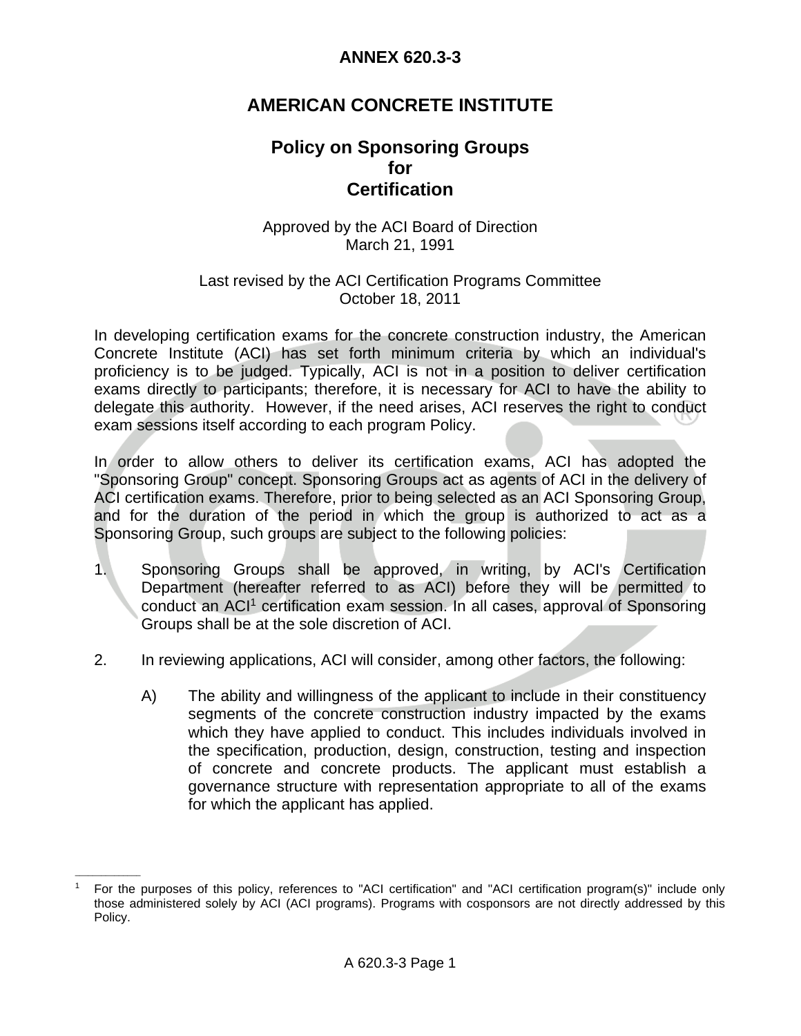# ANNEX 620.3-3

# AMERICAN CONCRETE INSTITUTE

## Policy on Sponsoring Groups for Certification

Approved by the ACI Board of Direction
March 21, 1991

Last revised by the ACI Certification Programs Committee
October 18, 2011

In developing certification exams for the concrete construction industry, the American Concrete Institute (ACI) has set forth minimum criteria by which an individual's proficiency is to be judged. Typically, ACI is not in a position to deliver certification exams directly to participants; therefore, it is necessary for ACI to have the ability to delegate this authority. However, if the need arises, ACI reserves the right to conduct exam sessions itself according to each program Policy.

In order to allow others to deliver its certification exams, ACI has adopted the "Sponsoring Group" concept. Sponsoring Groups act as agents of ACI in the delivery of ACI certification exams. Therefore, prior to being selected as an ACI Sponsoring Group, and for the duration of the period in which the group is authorized to act as a Sponsoring Group, such groups are subject to the following policies:

1. Sponsoring Groups shall be approved, in writing, by ACI's Certification Department (hereafter referred to as ACI) before they will be permitted to conduct an ACI[1] certification exam session. In all cases, approval of Sponsoring Groups shall be at the sole discretion of ACI.

2. In reviewing applications, ACI will consider, among other factors, the following:

   A) The ability and willingness of the applicant to include in their constituency segments of the concrete construction industry impacted by the exams which they have applied to conduct. This includes individuals involved in the specification, production, design, construction, testing and inspection of concrete and concrete products. The applicant must establish a governance structure with representation appropriate to all of the exams for which the applicant has applied.

---

[1] For the purposes of this policy, references to "ACI certification" and "ACI certification program(s)" include only those administered solely by ACI (ACI programs). Programs with cosponsors are not directly addressed by this Policy.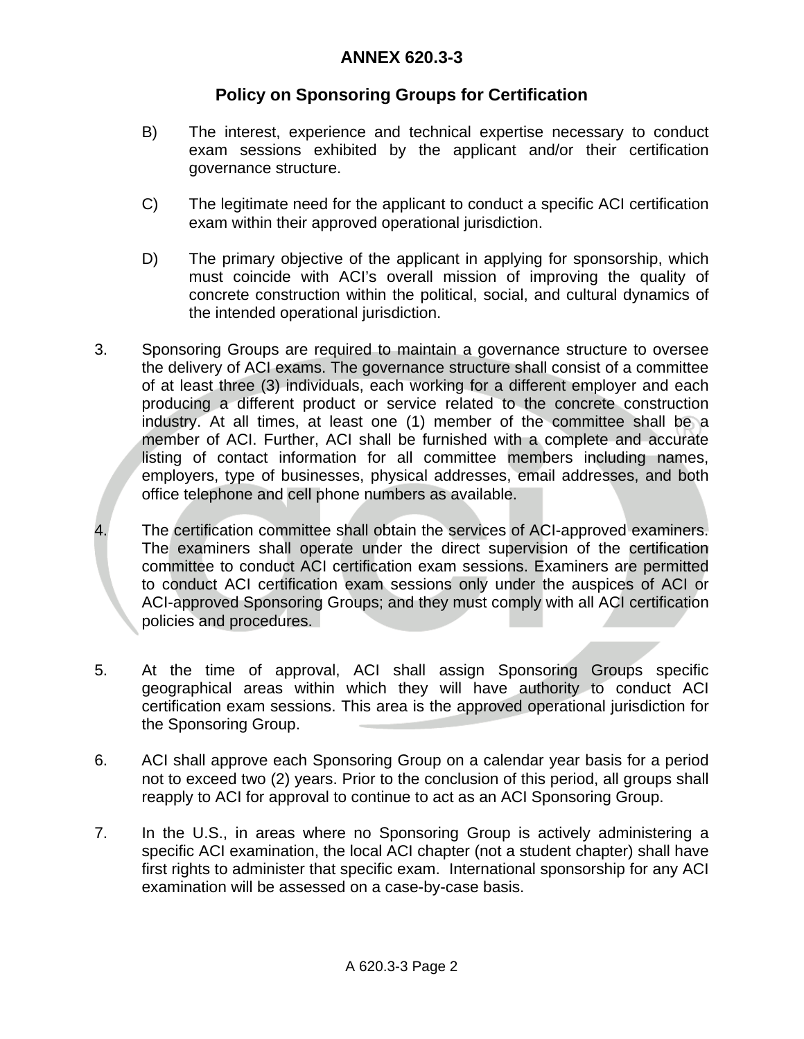## ANNEX 620.3-3

## Policy on Sponsoring Groups for Certification

B) The interest, experience and technical expertise necessary to conduct exam sessions exhibited by the applicant and/or their certification governance structure.

C) The legitimate need for the applicant to conduct a specific ACI certification exam within their approved operational jurisdiction.

D) The primary objective of the applicant in applying for sponsorship, which must coincide with ACI's overall mission of improving the quality of concrete construction within the political, social, and cultural dynamics of the intended operational jurisdiction.

3. Sponsoring Groups are required to maintain a governance structure to oversee the delivery of ACI exams. The governance structure shall consist of a committee of at least three (3) individuals, each working for a different employer and each producing a different product or service related to the concrete construction industry. At all times, at least one (1) member of the committee shall be a member of ACI. Further, ACI shall be furnished with a complete and accurate listing of contact information for all committee members including names, employers, type of businesses, physical addresses, email addresses, and both office telephone and cell phone numbers as available.

4. The certification committee shall obtain the services of ACI-approved examiners. The examiners shall operate under the direct supervision of the certification committee to conduct ACI certification exam sessions. Examiners are permitted to conduct ACI certification exam sessions only under the auspices of ACI or ACI-approved Sponsoring Groups; and they must comply with all ACI certification policies and procedures.

5. At the time of approval, ACI shall assign Sponsoring Groups specific geographical areas within which they will have authority to conduct ACI certification exam sessions. This area is the approved operational jurisdiction for the Sponsoring Group.

6. ACI shall approve each Sponsoring Group on a calendar year basis for a period not to exceed two (2) years. Prior to the conclusion of this period, all groups shall reapply to ACI for approval to continue to act as an ACI Sponsoring Group.

7. In the U.S., in areas where no Sponsoring Group is actively administering a specific ACI examination, the local ACI chapter (not a student chapter) shall have first rights to administer that specific exam. International sponsorship for any ACI examination will be assessed on a case-by-case basis.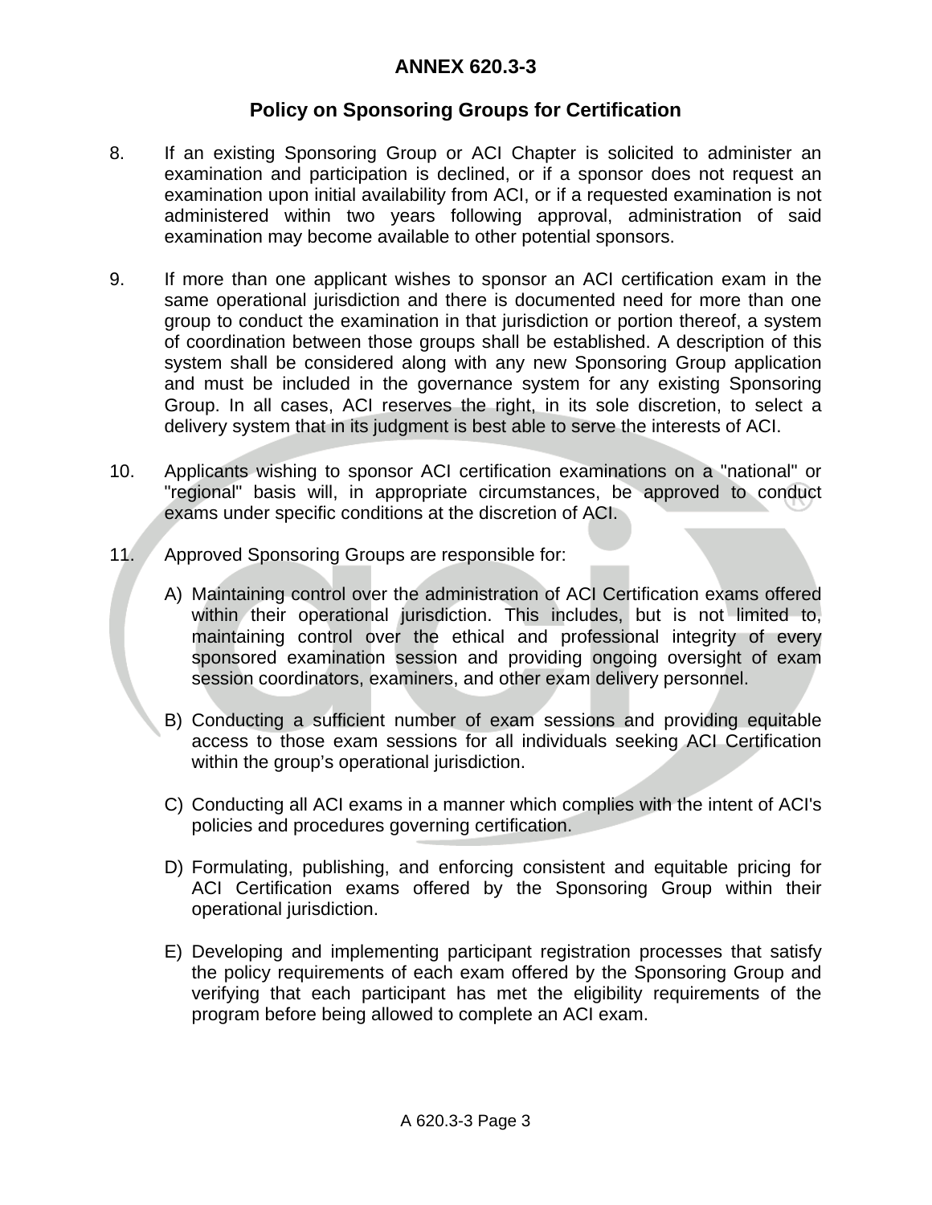## ANNEX 620.3-3

### Policy on Sponsoring Groups for Certification

8. If an existing Sponsoring Group or ACI Chapter is solicited to administer an examination and participation is declined, or if a sponsor does not request an examination upon initial availability from ACI, or if a requested examination is not administered within two years following approval, administration of said examination may become available to other potential sponsors.

9. If more than one applicant wishes to sponsor an ACI certification exam in the same operational jurisdiction and there is documented need for more than one group to conduct the examination in that jurisdiction or portion thereof, a system of coordination between those groups shall be established. A description of this system shall be considered along with any new Sponsoring Group application and must be included in the governance system for any existing Sponsoring Group. In all cases, ACI reserves the right, in its sole discretion, to select a delivery system that in its judgment is best able to serve the interests of ACI.

10. Applicants wishing to sponsor ACI certification examinations on a "national" or "regional" basis will, in appropriate circumstances, be approved to conduct exams under specific conditions at the discretion of ACI.

11. Approved Sponsoring Groups are responsible for:

    A) Maintaining control over the administration of ACI Certification exams offered within their operational jurisdiction. This includes, but is not limited to, maintaining control over the ethical and professional integrity of every sponsored examination session and providing ongoing oversight of exam session coordinators, examiners, and other exam delivery personnel.

    B) Conducting a sufficient number of exam sessions and providing equitable access to those exam sessions for all individuals seeking ACI Certification within the group's operational jurisdiction.

    C) Conducting all ACI exams in a manner which complies with the intent of ACI's policies and procedures governing certification.

    D) Formulating, publishing, and enforcing consistent and equitable pricing for ACI Certification exams offered by the Sponsoring Group within their operational jurisdiction.

    E) Developing and implementing participant registration processes that satisfy the policy requirements of each exam offered by the Sponsoring Group and verifying that each participant has met the eligibility requirements of the program before being allowed to complete an ACI exam.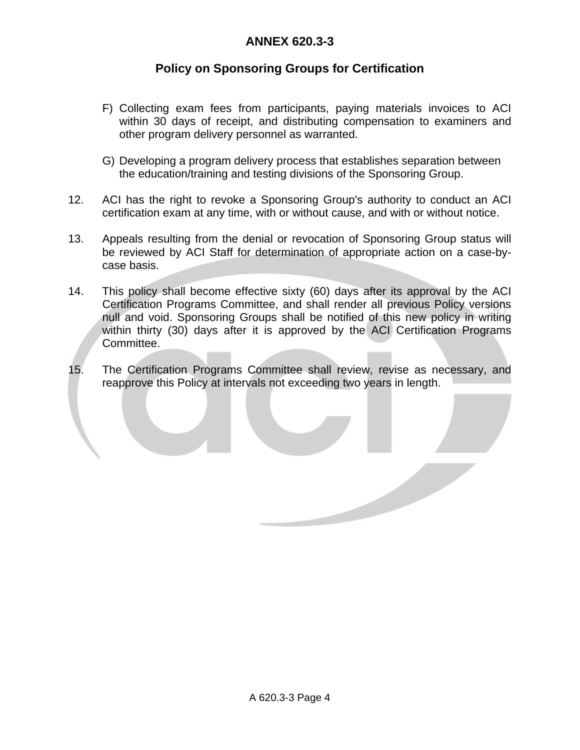# ANNEX 620.3-3

## Policy on Sponsoring Groups for Certification

F) Collecting exam fees from participants, paying materials invoices to ACI within 30 days of receipt, and distributing compensation to examiners and other program delivery personnel as warranted.

G) Developing a program delivery process that establishes separation between the education/training and testing divisions of the Sponsoring Group.

12. ACI has the right to revoke a Sponsoring Group's authority to conduct an ACI certification exam at any time, with or without cause, and with or without notice.

13. Appeals resulting from the denial or revocation of Sponsoring Group status will be reviewed by ACI Staff for determination of appropriate action on a case-by-case basis.

14. This policy shall become effective sixty (60) days after its approval by the ACI Certification Programs Committee, and shall render all previous Policy versions null and void. Sponsoring Groups shall be notified of this new policy in writing within thirty (30) days after it is approved by the ACI Certification Programs Committee.

15. The Certification Programs Committee shall review, revise as necessary, and reapprove this Policy at intervals not exceeding two years in length.